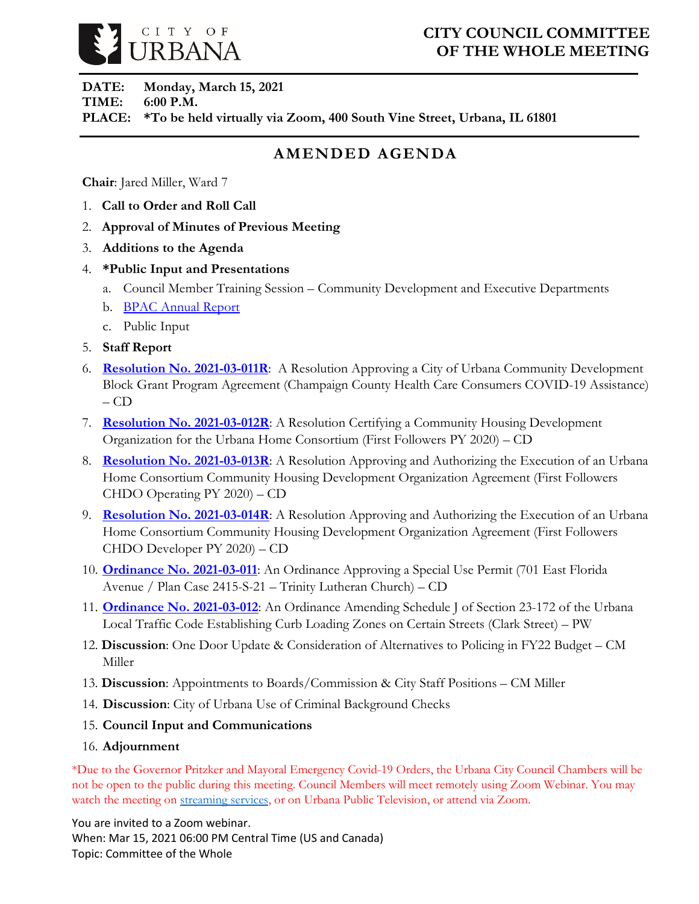CITY OF URBANA

# CITY COUNCIL COMMITTEE OF THE WHOLE MEETING

**DATE:** **Monday, March 15, 2021**
**TIME:** **6:00 P.M.**
**PLACE:** ***To be held virtually via Zoom, 400 South Vine Street, Urbana, IL 61801**

## AMENDED AGENDA

**Chair**: Jared Miller, Ward 7

1. **Call to Order and Roll Call**
2. **Approval of Minutes of Previous Meeting**
3. **Additions to the Agenda**
4. ***Public Input and Presentations**
   a. Council Member Training Session – Community Development and Executive Departments
   b. BPAC Annual Report
   c. Public Input
5. **Staff Report**
6. **Resolution No. 2021-03-011R**: A Resolution Approving a City of Urbana Community Development Block Grant Program Agreement (Champaign County Health Care Consumers COVID-19 Assistance) – CD
7. **Resolution No. 2021-03-012R**: A Resolution Certifying a Community Housing Development Organization for the Urbana Home Consortium (First Followers PY 2020) – CD
8. **Resolution No. 2021-03-013R**: A Resolution Approving and Authorizing the Execution of an Urbana Home Consortium Community Housing Development Organization Agreement (First Followers CHDO Operating PY 2020) – CD
9. **Resolution No. 2021-03-014R**: A Resolution Approving and Authorizing the Execution of an Urbana Home Consortium Community Housing Development Organization Agreement (First Followers CHDO Developer PY 2020) – CD
10. **Ordinance No. 2021-03-011**: An Ordinance Approving a Special Use Permit (701 East Florida Avenue / Plan Case 2415-S-21 – Trinity Lutheran Church) – CD
11. **Ordinance No. 2021-03-012**: An Ordinance Amending Schedule J of Section 23-172 of the Urbana Local Traffic Code Establishing Curb Loading Zones on Certain Streets (Clark Street) – PW
12. **Discussion**: One Door Update & Consideration of Alternatives to Policing in FY22 Budget – CM Miller
13. **Discussion**: Appointments to Boards/Commission & City Staff Positions – CM Miller
14. **Discussion**: City of Urbana Use of Criminal Background Checks
15. **Council Input and Communications**
16. **Adjournment**

*Due to the Governor Pritzker and Mayoral Emergency Covid-19 Orders, the Urbana City Council Chambers will be not be open to the public during this meeting. Council Members will meet remotely using Zoom Webinar. You may watch the meeting on streaming services, or on Urbana Public Television, or attend via Zoom.

You are invited to a Zoom webinar.
When: Mar 15, 2021 06:00 PM Central Time (US and Canada)
Topic: Committee of the Whole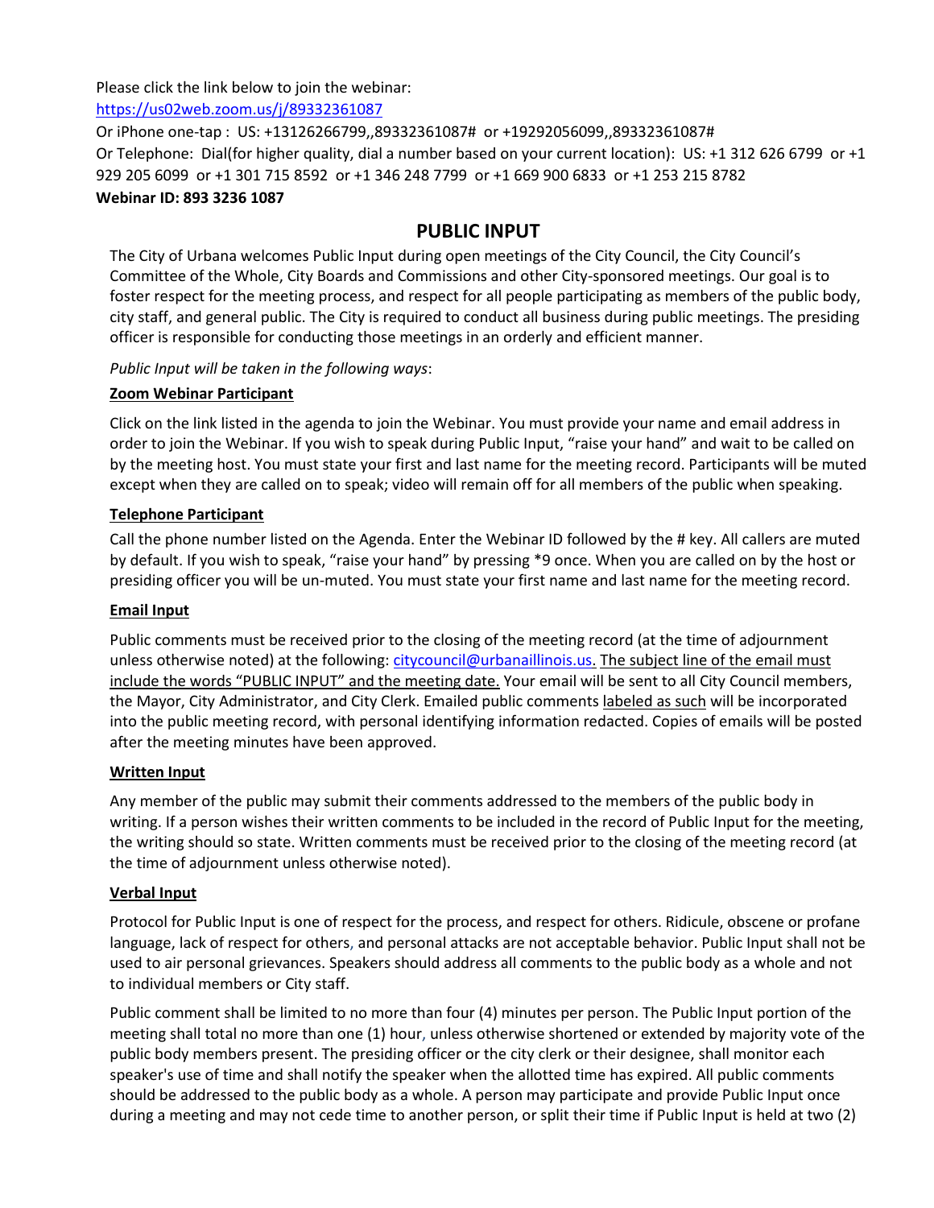Please click the link below to join the webinar:
https://us02web.zoom.us/j/89332361087

Or iPhone one-tap : US: +13126266799,,89332361087# or +19292056099,,89332361087#

Or Telephone: Dial(for higher quality, dial a number based on your current location): US: +1 312 626 6799 or +1 929 205 6099 or +1 301 715 8592 or +1 346 248 7799 or +1 669 900 6833 or +1 253 215 8782

**Webinar ID: 893 3236 1087**

## PUBLIC INPUT

The City of Urbana welcomes Public Input during open meetings of the City Council, the City Council's Committee of the Whole, City Boards and Commissions and other City-sponsored meetings. Our goal is to foster respect for the meeting process, and respect for all people participating as members of the public body, city staff, and general public. The City is required to conduct all business during public meetings. The presiding officer is responsible for conducting those meetings in an orderly and efficient manner.

*Public Input will be taken in the following ways*:

**Zoom Webinar Participant**

Click on the link listed in the agenda to join the Webinar. You must provide your name and email address in order to join the Webinar. If you wish to speak during Public Input, "raise your hand" and wait to be called on by the meeting host. You must state your first and last name for the meeting record. Participants will be muted except when they are called on to speak; video will remain off for all members of the public when speaking.

**Telephone Participant**

Call the phone number listed on the Agenda. Enter the Webinar ID followed by the # key. All callers are muted by default. If you wish to speak, "raise your hand" by pressing *9 once. When you are called on by the host or presiding officer you will be un-muted. You must state your first name and last name for the meeting record.

**Email Input**

Public comments must be received prior to the closing of the meeting record (at the time of adjournment unless otherwise noted) at the following: citycouncil@urbanaillinois.us. The subject line of the email must include the words "PUBLIC INPUT" and the meeting date. Your email will be sent to all City Council members, the Mayor, City Administrator, and City Clerk. Emailed public comments labeled as such will be incorporated into the public meeting record, with personal identifying information redacted. Copies of emails will be posted after the meeting minutes have been approved.

**Written Input**

Any member of the public may submit their comments addressed to the members of the public body in writing. If a person wishes their written comments to be included in the record of Public Input for the meeting, the writing should so state. Written comments must be received prior to the closing of the meeting record (at the time of adjournment unless otherwise noted).

**Verbal Input**

Protocol for Public Input is one of respect for the process, and respect for others. Ridicule, obscene or profane language, lack of respect for others, and personal attacks are not acceptable behavior. Public Input shall not be used to air personal grievances. Speakers should address all comments to the public body as a whole and not to individual members or City staff.

Public comment shall be limited to no more than four (4) minutes per person. The Public Input portion of the meeting shall total no more than one (1) hour, unless otherwise shortened or extended by majority vote of the public body members present. The presiding officer or the city clerk or their designee, shall monitor each speaker's use of time and shall notify the speaker when the allotted time has expired. All public comments should be addressed to the public body as a whole. A person may participate and provide Public Input once during a meeting and may not cede time to another person, or split their time if Public Input is held at two (2)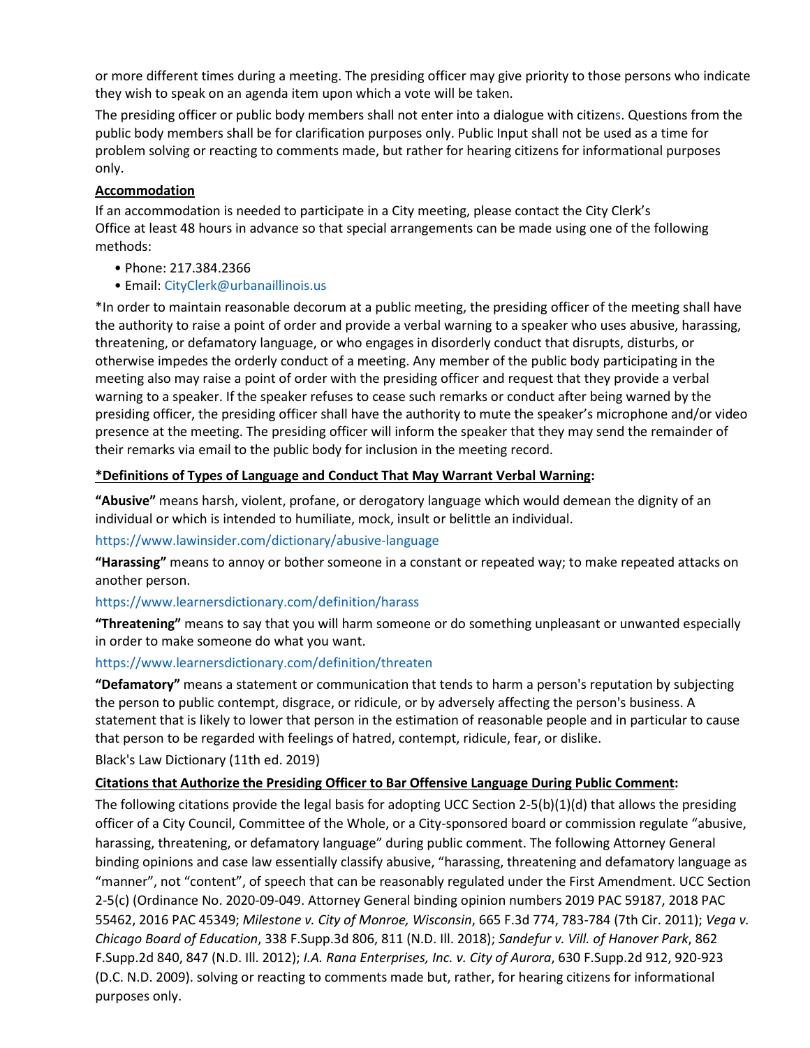or more different times during a meeting. The presiding officer may give priority to those persons who indicate they wish to speak on an agenda item upon which a vote will be taken.

The presiding officer or public body members shall not enter into a dialogue with citizens. Questions from the public body members shall be for clarification purposes only. Public Input shall not be used as a time for problem solving or reacting to comments made, but rather for hearing citizens for informational purposes only.

**Accommodation**

If an accommodation is needed to participate in a City meeting, please contact the City Clerk's Office at least 48 hours in advance so that special arrangements can be made using one of the following methods:

- Phone: 217.384.2366
- Email: CityClerk@urbanaillinois.us

*In order to maintain reasonable decorum at a public meeting, the presiding officer of the meeting shall have the authority to raise a point of order and provide a verbal warning to a speaker who uses abusive, harassing, threatening, or defamatory language, or who engages in disorderly conduct that disrupts, disturbs, or otherwise impedes the orderly conduct of a meeting. Any member of the public body participating in the meeting also may raise a point of order with the presiding officer and request that they provide a verbal warning to a speaker. If the speaker refuses to cease such remarks or conduct after being warned by the presiding officer, the presiding officer shall have the authority to mute the speaker's microphone and/or video presence at the meeting. The presiding officer will inform the speaker that they may send the remainder of their remarks via email to the public body for inclusion in the meeting record.

**\*Definitions of Types of Language and Conduct That May Warrant Verbal Warning:**

**"Abusive"** means harsh, violent, profane, or derogatory language which would demean the dignity of an individual or which is intended to humiliate, mock, insult or belittle an individual.

https://www.lawinsider.com/dictionary/abusive-language

**"Harassing"** means to annoy or bother someone in a constant or repeated way; to make repeated attacks on another person.

https://www.learnersdictionary.com/definition/harass

**"Threatening"** means to say that you will harm someone or do something unpleasant or unwanted especially in order to make someone do what you want.

https://www.learnersdictionary.com/definition/threaten

**"Defamatory"** means a statement or communication that tends to harm a person's reputation by subjecting the person to public contempt, disgrace, or ridicule, or by adversely affecting the person's business. A statement that is likely to lower that person in the estimation of reasonable people and in particular to cause that person to be regarded with feelings of hatred, contempt, ridicule, fear, or dislike.

Black's Law Dictionary (11th ed. 2019)

**Citations that Authorize the Presiding Officer to Bar Offensive Language During Public Comment:**

The following citations provide the legal basis for adopting UCC Section 2-5(b)(1)(d) that allows the presiding officer of a City Council, Committee of the Whole, or a City-sponsored board or commission regulate "abusive, harassing, threatening, or defamatory language" during public comment. The following Attorney General binding opinions and case law essentially classify abusive, "harassing, threatening and defamatory language as "manner", not "content", of speech that can be reasonably regulated under the First Amendment. UCC Section 2-5(c) (Ordinance No. 2020-09-049. Attorney General binding opinion numbers 2019 PAC 59187, 2018 PAC 55462, 2016 PAC 45349; *Milestone v. City of Monroe, Wisconsin*, 665 F.3d 774, 783-784 (7th Cir. 2011); *Vega v. Chicago Board of Education*, 338 F.Supp.3d 806, 811 (N.D. Ill. 2018); *Sandefur v. Vill. of Hanover Park*, 862 F.Supp.2d 840, 847 (N.D. Ill. 2012); *I.A. Rana Enterprises, Inc. v. City of Aurora*, 630 F.Supp.2d 912, 920-923 (D.C. N.D. 2009). solving or reacting to comments made but, rather, for hearing citizens for informational purposes only.